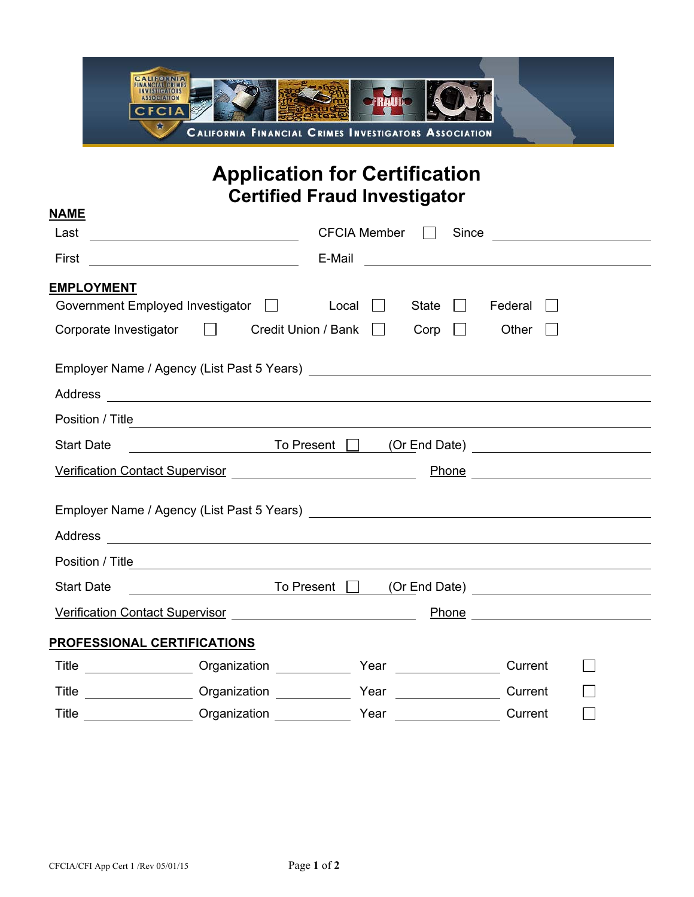CALIFORNIA FINANCIAL CRIMES INVESTIGATORS ASSOCIATION

# Application for Certification
## Certified Fraud Investigator

**NAME**

Last ______________________ CFCIA Member ☐ Since ______________________

First ______________________ E-Mail ______________________

**EMPLOYMENT**

Government Employed Investigator ☐ Local ☐ State ☐ Federal ☐

Corporate Investigator ☐ Credit Union / Bank ☐ Corp ☐ Other ☐

Employer Name / Agency (List Past 5 Years) ______________________

Address ______________________

Position / Title ______________________

Start Date ______________________ To Present ☐ (Or End Date) ______________________

Verification Contact Supervisor ______________________ Phone ______________________

Employer Name / Agency (List Past 5 Years) ______________________

Address ______________________

Position / Title ______________________

Start Date ______________________ To Present ☐ (Or End Date) ______________________

Verification Contact Supervisor ______________________ Phone ______________________

**PROFESSIONAL CERTIFICATIONS**

Title ______________ Organization ______________ Year ______________ Current ☐

Title ______________ Organization ______________ Year ______________ Current ☐

Title ______________ Organization ______________ Year ______________ Current ☐

CFCIA/CFI App Cert 1 /Rev 05/01/15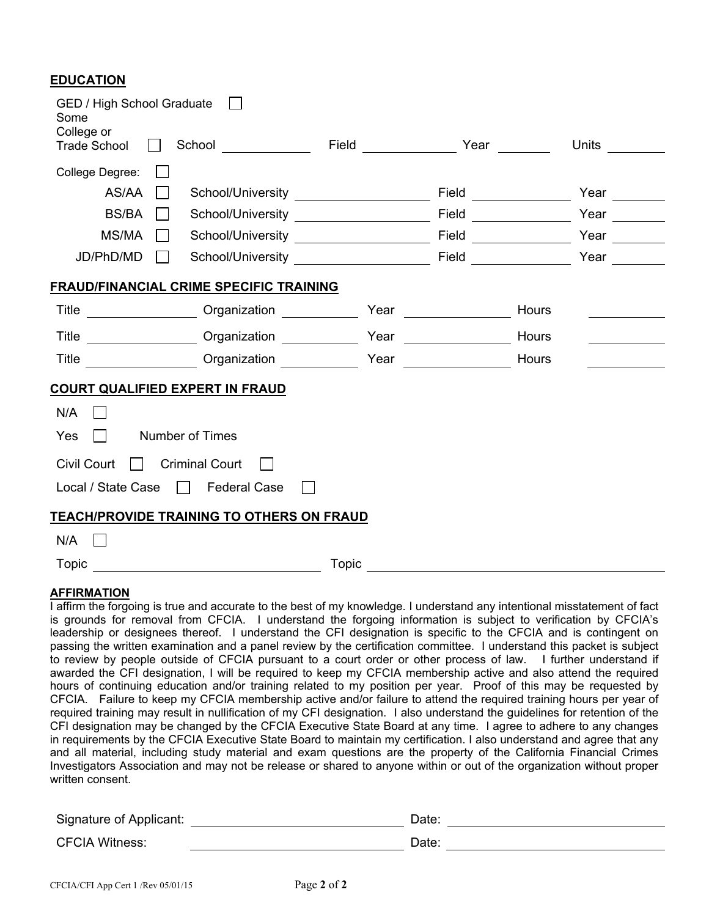## EDUCATION

GED / High School Graduate ☐

Some College or Trade School ☐ School ________ Field ________ Year ________ Units ________

College Degree: ☐

| | | | | | | |
|---|---|---|---|---|---|---|
| AS/AA ☐ | School/University | | Field | | Year | |
| BS/BA ☐ | School/University | | Field | | Year | |
| MS/MA ☐ | School/University | | Field | | Year | |
| JD/PhD/MD ☐ | School/University | | Field | | Year | |

## FRAUD/FINANCIAL CRIME SPECIFIC TRAINING

| | | | | | | | |
|---|---|---|---|---|---|---|---|
| Title | | Organization | | Year | | Hours | |
| Title | | Organization | | Year | | Hours | |
| Title | | Organization | | Year | | Hours | |

## COURT QUALIFIED EXPERT IN FRAUD

N/A ☐

Yes ☐ Number of Times

Civil Court ☐ Criminal Court ☐

Local / State Case ☐ Federal Case ☐

## TEACH/PROVIDE TRAINING TO OTHERS ON FRAUD

N/A ☐

Topic ________________ Topic ________________

## AFFIRMATION

I affirm the forgoing is true and accurate to the best of my knowledge. I understand any intentional misstatement of fact is grounds for removal from CFCIA. I understand the forgoing information is subject to verification by CFCIA's leadership or designees thereof. I understand the CFI designation is specific to the CFCIA and is contingent on passing the written examination and a panel review by the certification committee. I understand this packet is subject to review by people outside of CFCIA pursuant to a court order or other process of law. I further understand if awarded the CFI designation, I will be required to keep my CFCIA membership active and also attend the required hours of continuing education and/or training related to my position per year. Proof of this may be requested by CFCIA. Failure to keep my CFCIA membership active and/or failure to attend the required training hours per year of required training may result in nullification of my CFI designation. I also understand the guidelines for retention of the CFI designation may be changed by the CFCIA Executive State Board at any time. I agree to adhere to any changes in requirements by the CFCIA Executive State Board to maintain my certification. I also understand and agree that any and all material, including study material and exam questions are the property of the California Financial Crimes Investigators Association and may not be release or shared to anyone within or out of the organization without proper written consent.

Signature of Applicant: ________________ Date: ________________

CFCIA Witness: ________________ Date: ________________

CFCIA/CFI App Cert 1 /Rev 05/01/15